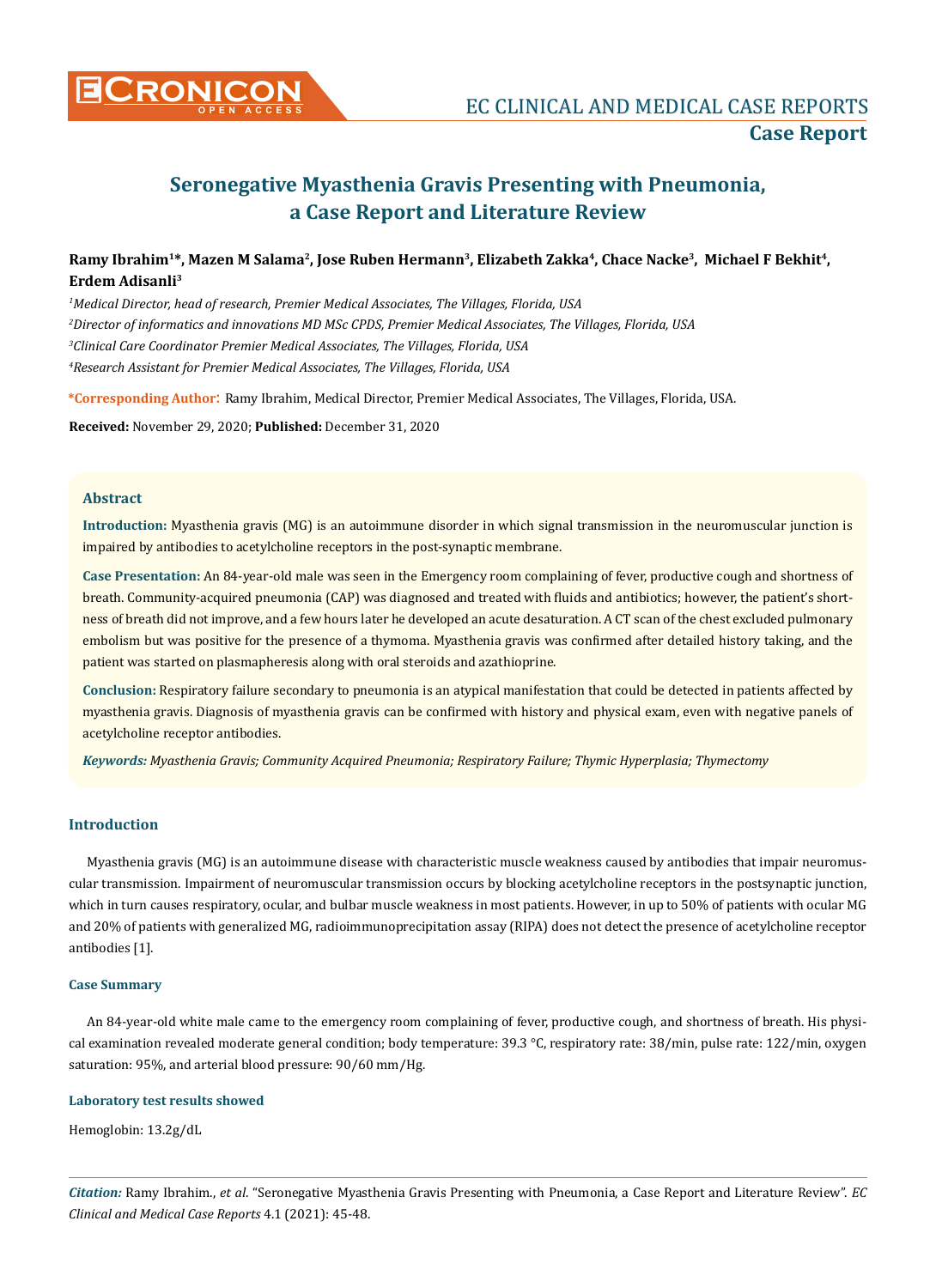# Seronegative Myasthenia Gravis Presenting with Pneumonia, a Case Report and Literature Review

**Ramy Ibrahim[1]*, Mazen M Salama[2], Jose Ruben Hermann[3], Elizabeth Zakka[4], Chace Nacke[3], Michael F Bekhit[4], Erdem Adisanli[3]**

[1]*Medical Director, head of research, Premier Medical Associates, The Villages, Florida, USA*

[2]*Director of informatics and innovations MD MSc CPDS, Premier Medical Associates, The Villages, Florida, USA*

[3]*Clinical Care Coordinator Premier Medical Associates, The Villages, Florida, USA*

[4]*Research Assistant for Premier Medical Associates, The Villages, Florida, USA*

**\*Corresponding Author:** Ramy Ibrahim, Medical Director, Premier Medical Associates, The Villages, Florida, USA.

**Received:** November 29, 2020; **Published:** December 31, 2020

## Abstract

**Introduction:** Myasthenia gravis (MG) is an autoimmune disorder in which signal transmission in the neuromuscular junction is impaired by antibodies to acetylcholine receptors in the post-synaptic membrane.

**Case Presentation:** An 84-year-old male was seen in the Emergency room complaining of fever, productive cough and shortness of breath. Community-acquired pneumonia (CAP) was diagnosed and treated with fluids and antibiotics; however, the patient's shortness of breath did not improve, and a few hours later he developed an acute desaturation. A CT scan of the chest excluded pulmonary embolism but was positive for the presence of a thymoma. Myasthenia gravis was confirmed after detailed history taking, and the patient was started on plasmapheresis along with oral steroids and azathioprine.

**Conclusion:** Respiratory failure secondary to pneumonia is an atypical manifestation that could be detected in patients affected by myasthenia gravis. Diagnosis of myasthenia gravis can be confirmed with history and physical exam, even with negative panels of acetylcholine receptor antibodies.

***Keywords:*** *Myasthenia Gravis; Community Acquired Pneumonia; Respiratory Failure; Thymic Hyperplasia; Thymectomy*

## Introduction

Myasthenia gravis (MG) is an autoimmune disease with characteristic muscle weakness caused by antibodies that impair neuromuscular transmission. Impairment of neuromuscular transmission occurs by blocking acetylcholine receptors in the postsynaptic junction, which in turn causes respiratory, ocular, and bulbar muscle weakness in most patients. However, in up to 50% of patients with ocular MG and 20% of patients with generalized MG, radioimmunoprecipitation assay (RIPA) does not detect the presence of acetylcholine receptor antibodies [1].

### Case Summary

An 84-year-old white male came to the emergency room complaining of fever, productive cough, and shortness of breath. His physical examination revealed moderate general condition; body temperature: 39.3 °C, respiratory rate: 38/min, pulse rate: 122/min, oxygen saturation: 95%, and arterial blood pressure: 90/60 mm/Hg.

### Laboratory test results showed

Hemoglobin: 13.2g/dL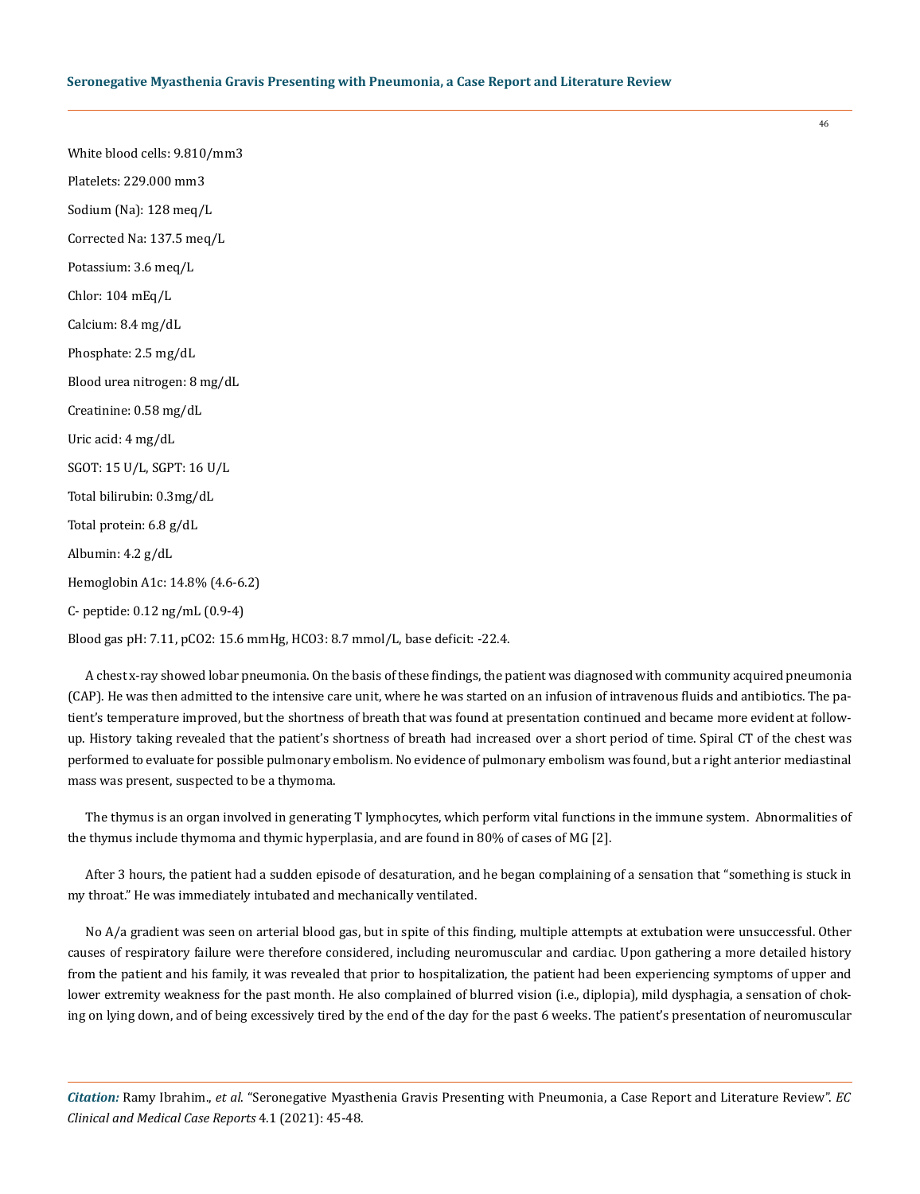White blood cells: 9.810/mm3

Platelets: 229.000 mm3

Sodium (Na): 128 meq/L

Corrected Na: 137.5 meq/L

Potassium: 3.6 meq/L

Chlor: 104 mEq/L

Calcium: 8.4 mg/dL

Phosphate: 2.5 mg/dL

Blood urea nitrogen: 8 mg/dL

Creatinine: 0.58 mg/dL

Uric acid: 4 mg/dL

SGOT: 15 U/L, SGPT: 16 U/L

Total bilirubin: 0.3mg/dL

Total protein: 6.8 g/dL

Albumin: 4.2 g/dL

Hemoglobin A1c: 14.8% (4.6-6.2)

C- peptide: 0.12 ng/mL (0.9-4)

Blood gas pH: 7.11, pCO2: 15.6 mmHg, HCO3: 8.7 mmol/L, base deficit: -22.4.

A chest x-ray showed lobar pneumonia. On the basis of these findings, the patient was diagnosed with community acquired pneumonia (CAP). He was then admitted to the intensive care unit, where he was started on an infusion of intravenous fluids and antibiotics. The patient's temperature improved, but the shortness of breath that was found at presentation continued and became more evident at follow-up. History taking revealed that the patient's shortness of breath had increased over a short period of time. Spiral CT of the chest was performed to evaluate for possible pulmonary embolism. No evidence of pulmonary embolism was found, but a right anterior mediastinal mass was present, suspected to be a thymoma.

The thymus is an organ involved in generating T lymphocytes, which perform vital functions in the immune system. Abnormalities of the thymus include thymoma and thymic hyperplasia, and are found in 80% of cases of MG [2].

After 3 hours, the patient had a sudden episode of desaturation, and he began complaining of a sensation that "something is stuck in my throat." He was immediately intubated and mechanically ventilated.

No A/a gradient was seen on arterial blood gas, but in spite of this finding, multiple attempts at extubation were unsuccessful. Other causes of respiratory failure were therefore considered, including neuromuscular and cardiac. Upon gathering a more detailed history from the patient and his family, it was revealed that prior to hospitalization, the patient had been experiencing symptoms of upper and lower extremity weakness for the past month. He also complained of blurred vision (i.e., diplopia), mild dysphagia, a sensation of choking on lying down, and of being excessively tired by the end of the day for the past 6 weeks. The patient's presentation of neuromuscular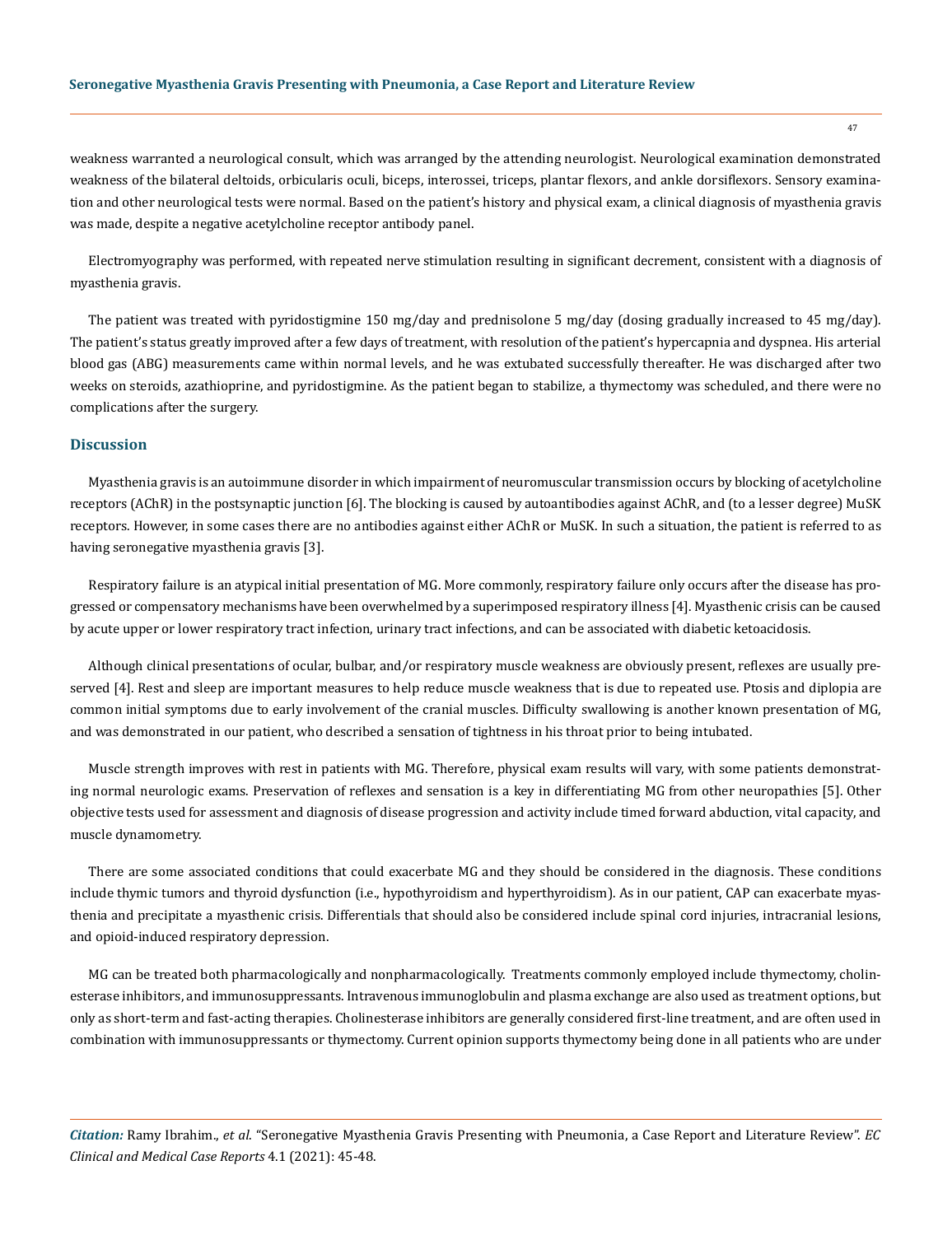weakness warranted a neurological consult, which was arranged by the attending neurologist. Neurological examination demonstrated weakness of the bilateral deltoids, orbicularis oculi, biceps, interossei, triceps, plantar flexors, and ankle dorsiflexors. Sensory examination and other neurological tests were normal. Based on the patient's history and physical exam, a clinical diagnosis of myasthenia gravis was made, despite a negative acetylcholine receptor antibody panel.

Electromyography was performed, with repeated nerve stimulation resulting in significant decrement, consistent with a diagnosis of myasthenia gravis.

The patient was treated with pyridostigmine 150 mg/day and prednisolone 5 mg/day (dosing gradually increased to 45 mg/day). The patient's status greatly improved after a few days of treatment, with resolution of the patient's hypercapnia and dyspnea. His arterial blood gas (ABG) measurements came within normal levels, and he was extubated successfully thereafter. He was discharged after two weeks on steroids, azathioprine, and pyridostigmine. As the patient began to stabilize, a thymectomy was scheduled, and there were no complications after the surgery.

## Discussion

Myasthenia gravis is an autoimmune disorder in which impairment of neuromuscular transmission occurs by blocking of acetylcholine receptors (AChR) in the postsynaptic junction [6]. The blocking is caused by autoantibodies against AChR, and (to a lesser degree) MuSK receptors. However, in some cases there are no antibodies against either AChR or MuSK. In such a situation, the patient is referred to as having seronegative myasthenia gravis [3].

Respiratory failure is an atypical initial presentation of MG. More commonly, respiratory failure only occurs after the disease has progressed or compensatory mechanisms have been overwhelmed by a superimposed respiratory illness [4]. Myasthenic crisis can be caused by acute upper or lower respiratory tract infection, urinary tract infections, and can be associated with diabetic ketoacidosis.

Although clinical presentations of ocular, bulbar, and/or respiratory muscle weakness are obviously present, reflexes are usually preserved [4]. Rest and sleep are important measures to help reduce muscle weakness that is due to repeated use. Ptosis and diplopia are common initial symptoms due to early involvement of the cranial muscles. Difficulty swallowing is another known presentation of MG, and was demonstrated in our patient, who described a sensation of tightness in his throat prior to being intubated.

Muscle strength improves with rest in patients with MG. Therefore, physical exam results will vary, with some patients demonstrating normal neurologic exams. Preservation of reflexes and sensation is a key in differentiating MG from other neuropathies [5]. Other objective tests used for assessment and diagnosis of disease progression and activity include timed forward abduction, vital capacity, and muscle dynamometry.

There are some associated conditions that could exacerbate MG and they should be considered in the diagnosis. These conditions include thymic tumors and thyroid dysfunction (i.e., hypothyroidism and hyperthyroidism). As in our patient, CAP can exacerbate myasthenia and precipitate a myasthenic crisis. Differentials that should also be considered include spinal cord injuries, intracranial lesions, and opioid-induced respiratory depression.

MG can be treated both pharmacologically and nonpharmacologically. Treatments commonly employed include thymectomy, cholinesterase inhibitors, and immunosuppressants. Intravenous immunoglobulin and plasma exchange are also used as treatment options, but only as short-term and fast-acting therapies. Cholinesterase inhibitors are generally considered first-line treatment, and are often used in combination with immunosuppressants or thymectomy. Current opinion supports thymectomy being done in all patients who are under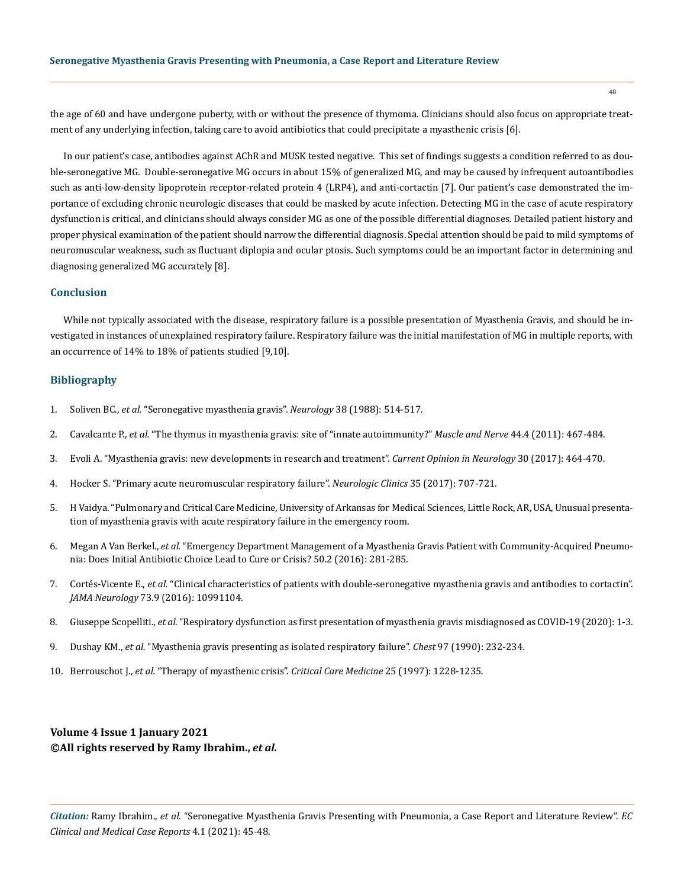the age of 60 and have undergone puberty, with or without the presence of thymoma. Clinicians should also focus on appropriate treatment of any underlying infection, taking care to avoid antibiotics that could precipitate a myasthenic crisis [6].

In our patient's case, antibodies against AChR and MUSK tested negative. This set of findings suggests a condition referred to as double-seronegative MG. Double-seronegative MG occurs in about 15% of generalized MG, and may be caused by infrequent autoantibodies such as anti-low-density lipoprotein receptor-related protein 4 (LRP4), and anti-cortactin [7]. Our patient's case demonstrated the importance of excluding chronic neurologic diseases that could be masked by acute infection. Detecting MG in the case of acute respiratory dysfunction is critical, and clinicians should always consider MG as one of the possible differential diagnoses. Detailed patient history and proper physical examination of the patient should narrow the differential diagnosis. Special attention should be paid to mild symptoms of neuromuscular weakness, such as fluctuant diplopia and ocular ptosis. Such symptoms could be an important factor in determining and diagnosing generalized MG accurately [8].

## Conclusion

While not typically associated with the disease, respiratory failure is a possible presentation of Myasthenia Gravis, and should be investigated in instances of unexplained respiratory failure. Respiratory failure was the initial manifestation of MG in multiple reports, with an occurrence of 14% to 18% of patients studied [9,10].

## Bibliography

1. Soliven BC., *et al.* "Seronegative myasthenia gravis". *Neurology* 38 (1988): 514-517.
2. Cavalcante P., *et al.* "The thymus in myasthenia gravis: site of "innate autoimmunity?" *Muscle and Nerve* 44.4 (2011): 467-484.
3. Evoli A. "Myasthenia gravis: new developments in research and treatment". *Current Opinion in Neurology* 30 (2017): 464-470.
4. Hocker S. "Primary acute neuromuscular respiratory failure". *Neurologic Clinics* 35 (2017): 707-721.
5. H Vaidya. "Pulmonary and Critical Care Medicine, University of Arkansas for Medical Sciences, Little Rock, AR, USA, Unusual presentation of myasthenia gravis with acute respiratory failure in the emergency room.
6. Megan A Van Berkel., *et al.* "Emergency Department Management of a Myasthenia Gravis Patient with Community-Acquired Pneumonia: Does Initial Antibiotic Choice Lead to Cure or Crisis? 50.2 (2016): 281-285.
7. Cortés-Vicente E., *et al.* "Clinical characteristics of patients with double-seronegative myasthenia gravis and antibodies to cortactin". *JAMA Neurology* 73.9 (2016): 10991104.
8. Giuseppe Scopelliti., *et al.* "Respiratory dysfunction as first presentation of myasthenia gravis misdiagnosed as COVID-19 (2020): 1-3.
9. Dushay KM., *et al.* "Myasthenia gravis presenting as isolated respiratory failure". *Chest* 97 (1990): 232-234.
10. Berrouschot J., *et al.* "Therapy of myasthenic crisis". *Critical Care Medicine* 25 (1997): 1228-1235.

**Volume 4 Issue 1 January 2021**
**©All rights reserved by Ramy Ibrahim., *et al.***